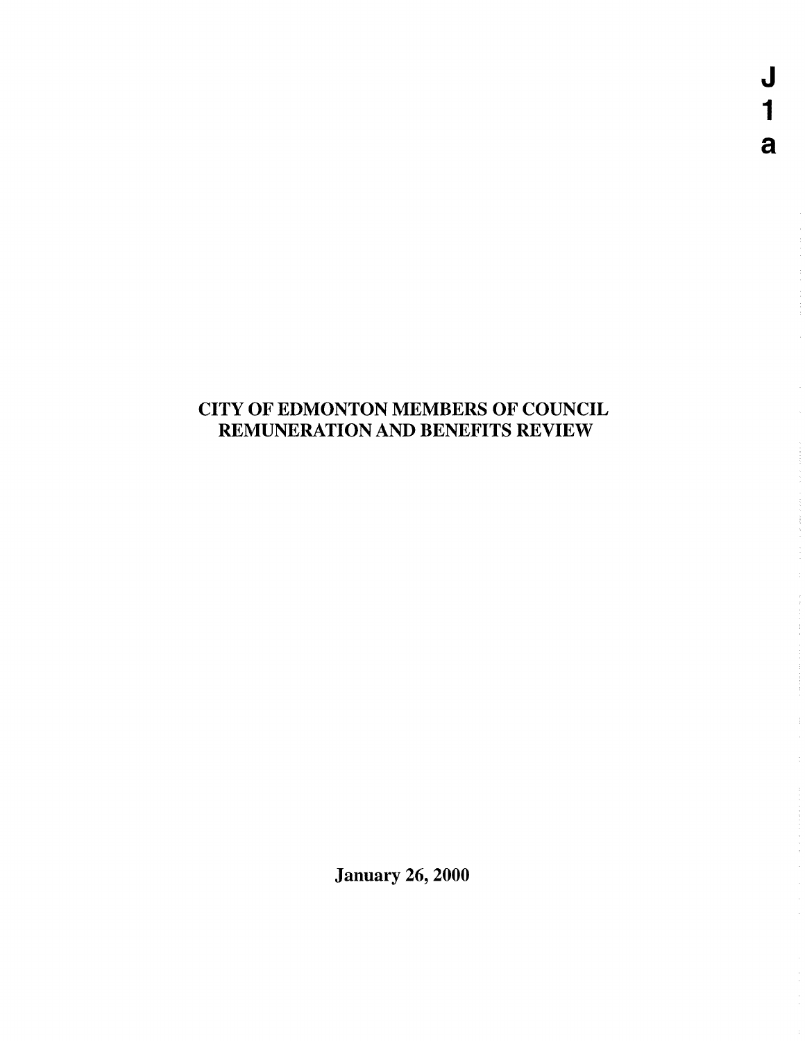J
1
a

# CITY OF EDMONTON MEMBERS OF COUNCIL REMUNERATION AND BENEFITS REVIEW

**January 26, 2000**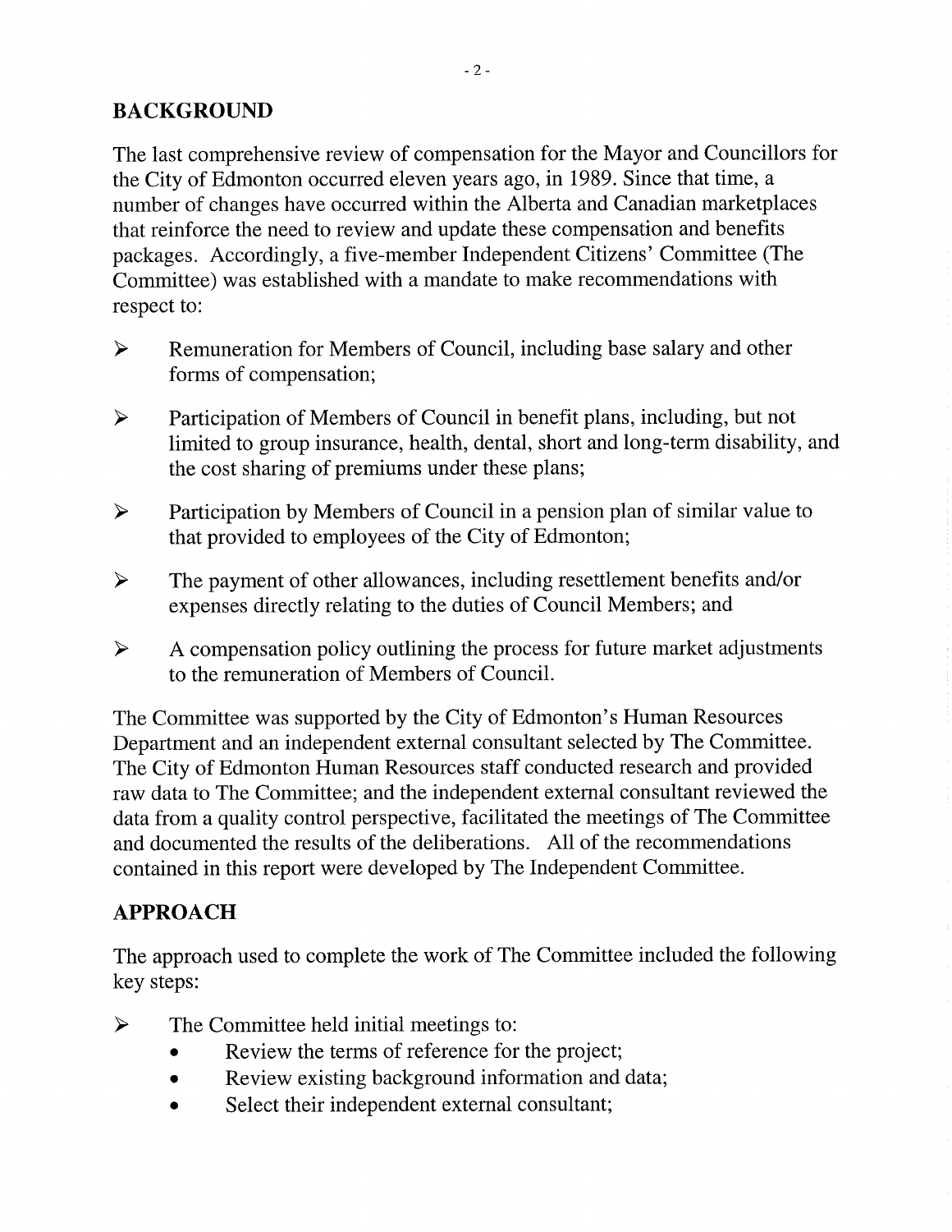## BACKGROUND

The last comprehensive review of compensation for the Mayor and Councillors for the City of Edmonton occurred eleven years ago, in 1989. Since that time, a number of changes have occurred within the Alberta and Canadian marketplaces that reinforce the need to review and update these compensation and benefits packages. Accordingly, a five-member Independent Citizens' Committee (The Committee) was established with a mandate to make recommendations with respect to:

- Remuneration for Members of Council, including base salary and other forms of compensation;
- Participation of Members of Council in benefit plans, including, but not limited to group insurance, health, dental, short and long-term disability, and the cost sharing of premiums under these plans;
- Participation by Members of Council in a pension plan of similar value to that provided to employees of the City of Edmonton;
- The payment of other allowances, including resettlement benefits and/or expenses directly relating to the duties of Council Members; and
- A compensation policy outlining the process for future market adjustments to the remuneration of Members of Council.

The Committee was supported by the City of Edmonton's Human Resources Department and an independent external consultant selected by The Committee. The City of Edmonton Human Resources staff conducted research and provided raw data to The Committee; and the independent external consultant reviewed the data from a quality control perspective, facilitated the meetings of The Committee and documented the results of the deliberations. All of the recommendations contained in this report were developed by The Independent Committee.

## APPROACH

The approach used to complete the work of The Committee included the following key steps:

- The Committee held initial meetings to:
  - Review the terms of reference for the project;
  - Review existing background information and data;
  - Select their independent external consultant;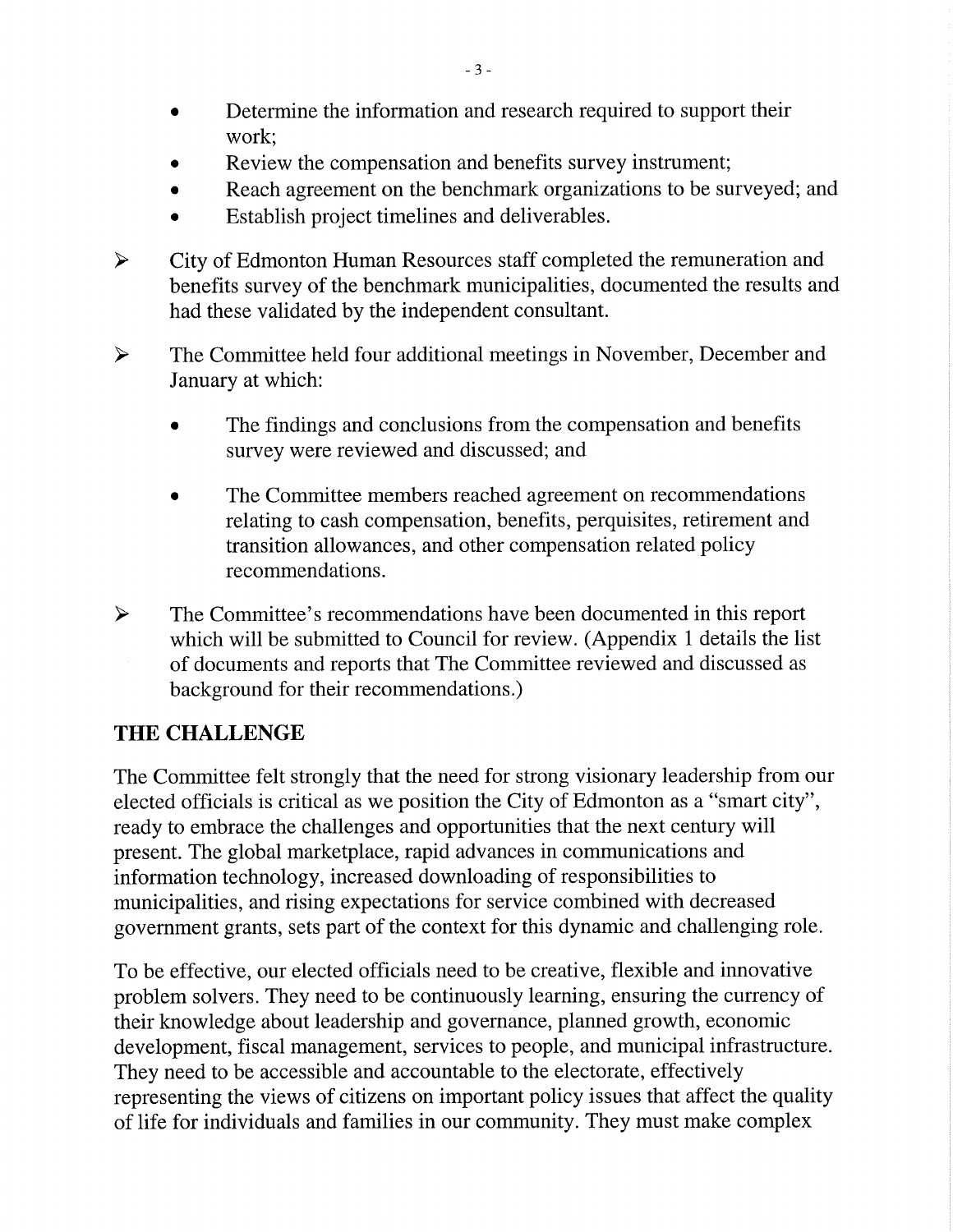- Determine the information and research required to support their work;
- Review the compensation and benefits survey instrument;
- Reach agreement on the benchmark organizations to be surveyed; and
- Establish project timelines and deliverables.

➢ City of Edmonton Human Resources staff completed the remuneration and benefits survey of the benchmark municipalities, documented the results and had these validated by the independent consultant.

➢ The Committee held four additional meetings in November, December and January at which:

- The findings and conclusions from the compensation and benefits survey were reviewed and discussed; and

- The Committee members reached agreement on recommendations relating to cash compensation, benefits, perquisites, retirement and transition allowances, and other compensation related policy recommendations.

➢ The Committee's recommendations have been documented in this report which will be submitted to Council for review. (Appendix 1 details the list of documents and reports that The Committee reviewed and discussed as background for their recommendations.)

## THE CHALLENGE

The Committee felt strongly that the need for strong visionary leadership from our elected officials is critical as we position the City of Edmonton as a "smart city", ready to embrace the challenges and opportunities that the next century will present. The global marketplace, rapid advances in communications and information technology, increased downloading of responsibilities to municipalities, and rising expectations for service combined with decreased government grants, sets part of the context for this dynamic and challenging role.

To be effective, our elected officials need to be creative, flexible and innovative problem solvers. They need to be continuously learning, ensuring the currency of their knowledge about leadership and governance, planned growth, economic development, fiscal management, services to people, and municipal infrastructure. They need to be accessible and accountable to the electorate, effectively representing the views of citizens on important policy issues that affect the quality of life for individuals and families in our community. They must make complex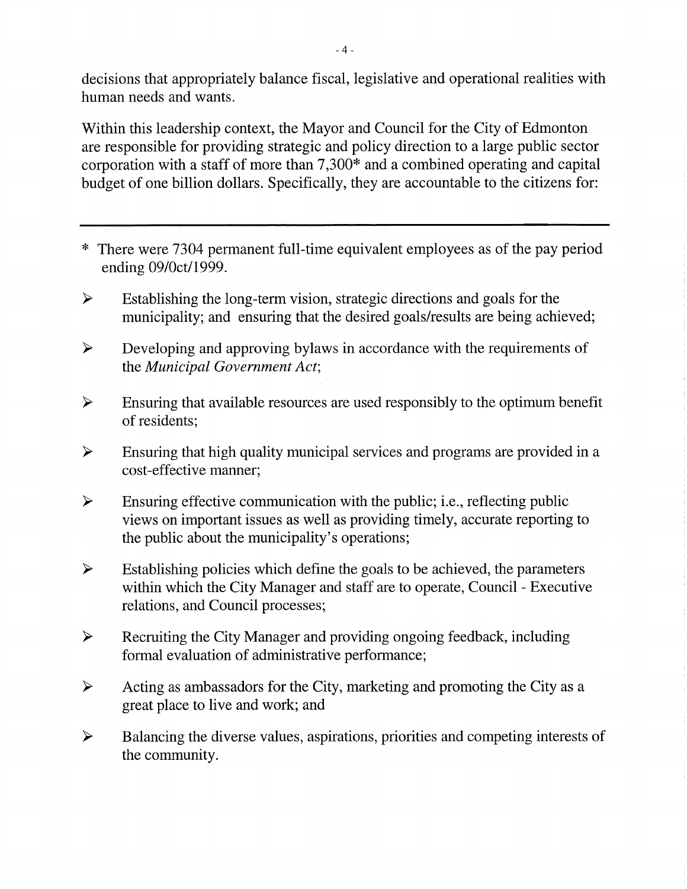decisions that appropriately balance fiscal, legislative and operational realities with human needs and wants.

Within this leadership context, the Mayor and Council for the City of Edmonton are responsible for providing strategic and policy direction to a large public sector corporation with a staff of more than 7,300* and a combined operating and capital budget of one billion dollars. Specifically, they are accountable to the citizens for:

---

\* There were 7304 permanent full-time equivalent employees as of the pay period ending 09/Oct/1999.

- Establishing the long-term vision, strategic directions and goals for the municipality; and ensuring that the desired goals/results are being achieved;
- Developing and approving bylaws in accordance with the requirements of the *Municipal Government Act*;
- Ensuring that available resources are used responsibly to the optimum benefit of residents;
- Ensuring that high quality municipal services and programs are provided in a cost-effective manner;
- Ensuring effective communication with the public; i.e., reflecting public views on important issues as well as providing timely, accurate reporting to the public about the municipality's operations;
- Establishing policies which define the goals to be achieved, the parameters within which the City Manager and staff are to operate, Council - Executive relations, and Council processes;
- Recruiting the City Manager and providing ongoing feedback, including formal evaluation of administrative performance;
- Acting as ambassadors for the City, marketing and promoting the City as a great place to live and work; and
- Balancing the diverse values, aspirations, priorities and competing interests of the community.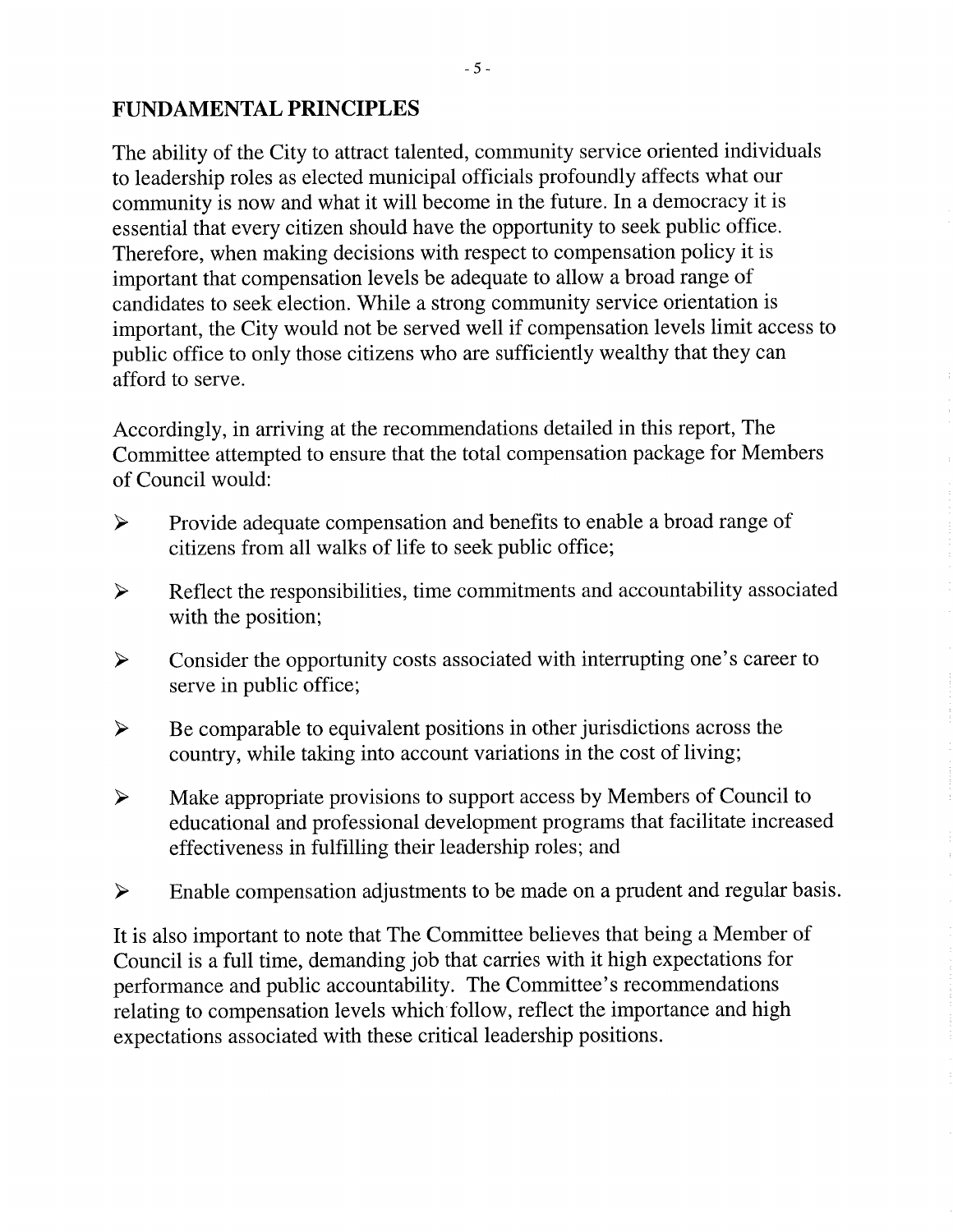## FUNDAMENTAL PRINCIPLES

The ability of the City to attract talented, community service oriented individuals to leadership roles as elected municipal officials profoundly affects what our community is now and what it will become in the future. In a democracy it is essential that every citizen should have the opportunity to seek public office. Therefore, when making decisions with respect to compensation policy it is important that compensation levels be adequate to allow a broad range of candidates to seek election. While a strong community service orientation is important, the City would not be served well if compensation levels limit access to public office to only those citizens who are sufficiently wealthy that they can afford to serve.

Accordingly, in arriving at the recommendations detailed in this report, The Committee attempted to ensure that the total compensation package for Members of Council would:

- Provide adequate compensation and benefits to enable a broad range of citizens from all walks of life to seek public office;
- Reflect the responsibilities, time commitments and accountability associated with the position;
- Consider the opportunity costs associated with interrupting one's career to serve in public office;
- Be comparable to equivalent positions in other jurisdictions across the country, while taking into account variations in the cost of living;
- Make appropriate provisions to support access by Members of Council to educational and professional development programs that facilitate increased effectiveness in fulfilling their leadership roles; and
- Enable compensation adjustments to be made on a prudent and regular basis.

It is also important to note that The Committee believes that being a Member of Council is a full time, demanding job that carries with it high expectations for performance and public accountability. The Committee's recommendations relating to compensation levels which follow, reflect the importance and high expectations associated with these critical leadership positions.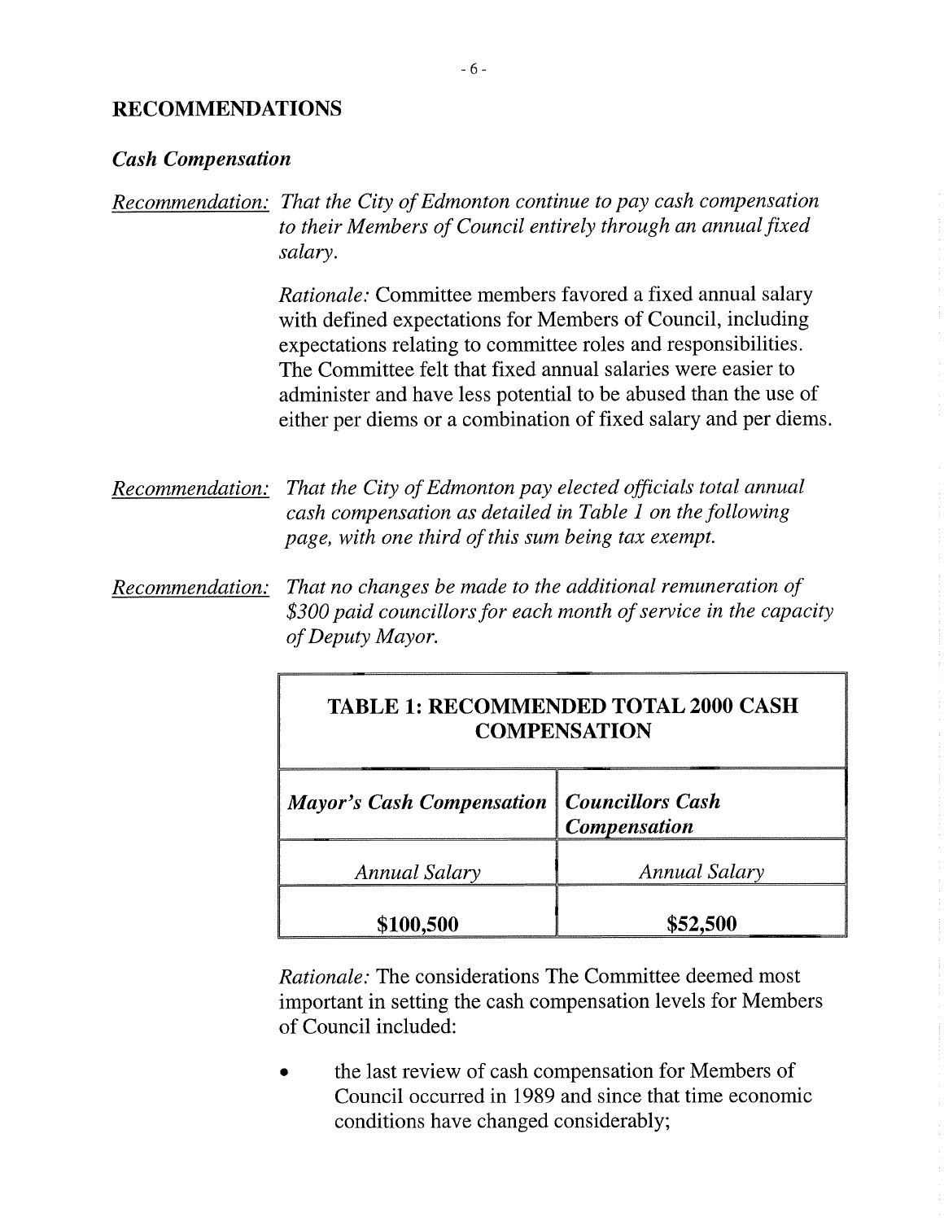## RECOMMENDATIONS

### *Cash Compensation*

Recommendation: *That the City of Edmonton continue to pay cash compensation to their Members of Council entirely through an annual fixed salary.*

*Rationale:* Committee members favored a fixed annual salary with defined expectations for Members of Council, including expectations relating to committee roles and responsibilities. The Committee felt that fixed annual salaries were easier to administer and have less potential to be abused than the use of either per diems or a combination of fixed salary and per diems.

Recommendation: *That the City of Edmonton pay elected officials total annual cash compensation as detailed in Table 1 on the following page, with one third of this sum being tax exempt.*

Recommendation: *That no changes be made to the additional remuneration of $300 paid councillors for each month of service in the capacity of Deputy Mayor.*

| **TABLE 1: RECOMMENDED TOTAL 2000 CASH COMPENSATION** | |
|---|---|
| ***Mayor's Cash Compensation*** | ***Councillors Cash Compensation*** |
| *Annual Salary* | *Annual Salary* |
| **$100,500** | **$52,500** |

*Rationale:* The considerations The Committee deemed most important in setting the cash compensation levels for Members of Council included:

- the last review of cash compensation for Members of Council occurred in 1989 and since that time economic conditions have changed considerably;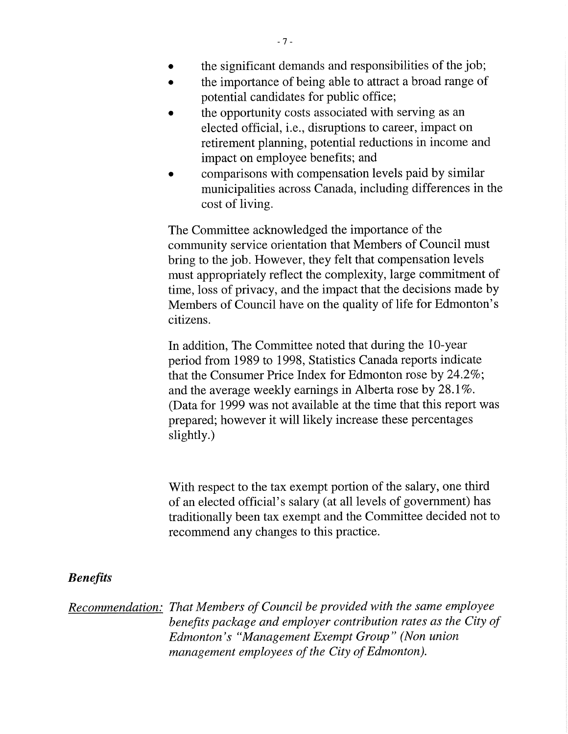- the significant demands and responsibilities of the job;
- the importance of being able to attract a broad range of potential candidates for public office;
- the opportunity costs associated with serving as an elected official, i.e., disruptions to career, impact on retirement planning, potential reductions in income and impact on employee benefits; and
- comparisons with compensation levels paid by similar municipalities across Canada, including differences in the cost of living.

The Committee acknowledged the importance of the community service orientation that Members of Council must bring to the job. However, they felt that compensation levels must appropriately reflect the complexity, large commitment of time, loss of privacy, and the impact that the decisions made by Members of Council have on the quality of life for Edmonton's citizens.

In addition, The Committee noted that during the 10-year period from 1989 to 1998, Statistics Canada reports indicate that the Consumer Price Index for Edmonton rose by 24.2%; and the average weekly earnings in Alberta rose by 28.1%. (Data for 1999 was not available at the time that this report was prepared; however it will likely increase these percentages slightly.)

With respect to the tax exempt portion of the salary, one third of an elected official's salary (at all levels of government) has traditionally been tax exempt and the Committee decided not to recommend any changes to this practice.

### *Benefits*

Recommendation: *That Members of Council be provided with the same employee benefits package and employer contribution rates as the City of Edmonton's "Management Exempt Group" (Non union management employees of the City of Edmonton).*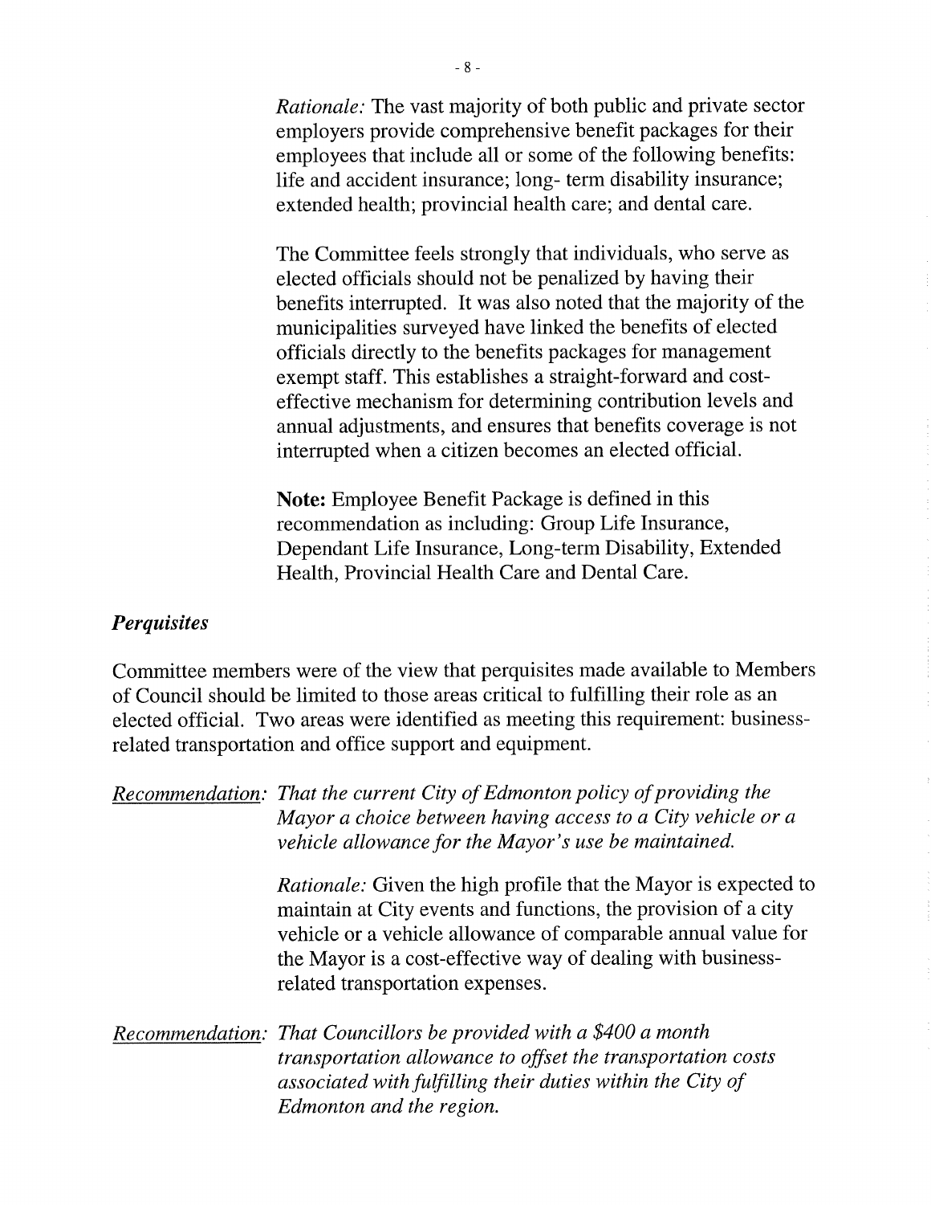*Rationale:* The vast majority of both public and private sector employers provide comprehensive benefit packages for their employees that include all or some of the following benefits: life and accident insurance; long- term disability insurance; extended health; provincial health care; and dental care.

The Committee feels strongly that individuals, who serve as elected officials should not be penalized by having their benefits interrupted. It was also noted that the majority of the municipalities surveyed have linked the benefits of elected officials directly to the benefits packages for management exempt staff. This establishes a straight-forward and cost-effective mechanism for determining contribution levels and annual adjustments, and ensures that benefits coverage is not interrupted when a citizen becomes an elected official.

**Note:** Employee Benefit Package is defined in this recommendation as including: Group Life Insurance, Dependant Life Insurance, Long-term Disability, Extended Health, Provincial Health Care and Dental Care.

### *Perquisites*

Committee members were of the view that perquisites made available to Members of Council should be limited to those areas critical to fulfilling their role as an elected official. Two areas were identified as meeting this requirement: business-related transportation and office support and equipment.

<u>Recommendation</u>: *That the current City of Edmonton policy of providing the Mayor a choice between having access to a City vehicle or a vehicle allowance for the Mayor's use be maintained.*

*Rationale:* Given the high profile that the Mayor is expected to maintain at City events and functions, the provision of a city vehicle or a vehicle allowance of comparable annual value for the Mayor is a cost-effective way of dealing with business-related transportation expenses.

<u>Recommendation</u>: *That Councillors be provided with a $400 a month transportation allowance to offset the transportation costs associated with fulfilling their duties within the City of Edmonton and the region.*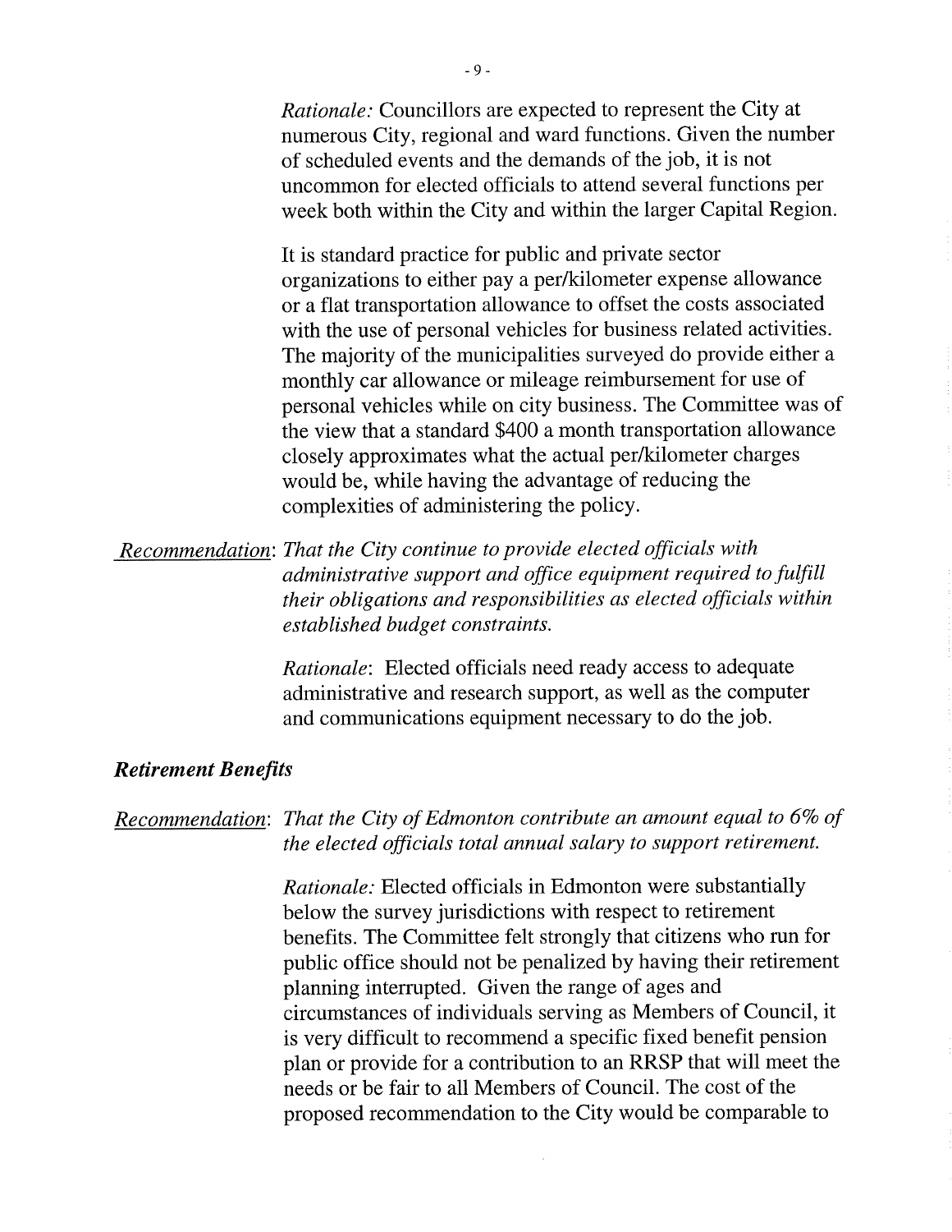*Rationale:* Councillors are expected to represent the City at numerous City, regional and ward functions. Given the number of scheduled events and the demands of the job, it is not uncommon for elected officials to attend several functions per week both within the City and within the larger Capital Region.

It is standard practice for public and private sector organizations to either pay a per/kilometer expense allowance or a flat transportation allowance to offset the costs associated with the use of personal vehicles for business related activities. The majority of the municipalities surveyed do provide either a monthly car allowance or mileage reimbursement for use of personal vehicles while on city business. The Committee was of the view that a standard $400 a month transportation allowance closely approximates what the actual per/kilometer charges would be, while having the advantage of reducing the complexities of administering the policy.

Recommendation: *That the City continue to provide elected officials with administrative support and office equipment required to fulfill their obligations and responsibilities as elected officials within established budget constraints.*

*Rationale*: Elected officials need ready access to adequate administrative and research support, as well as the computer and communications equipment necessary to do the job.

### *Retirement Benefits*

Recommendation: *That the City of Edmonton contribute an amount equal to 6% of the elected officials total annual salary to support retirement.*

*Rationale:* Elected officials in Edmonton were substantially below the survey jurisdictions with respect to retirement benefits. The Committee felt strongly that citizens who run for public office should not be penalized by having their retirement planning interrupted. Given the range of ages and circumstances of individuals serving as Members of Council, it is very difficult to recommend a specific fixed benefit pension plan or provide for a contribution to an RRSP that will meet the needs or be fair to all Members of Council. The cost of the proposed recommendation to the City would be comparable to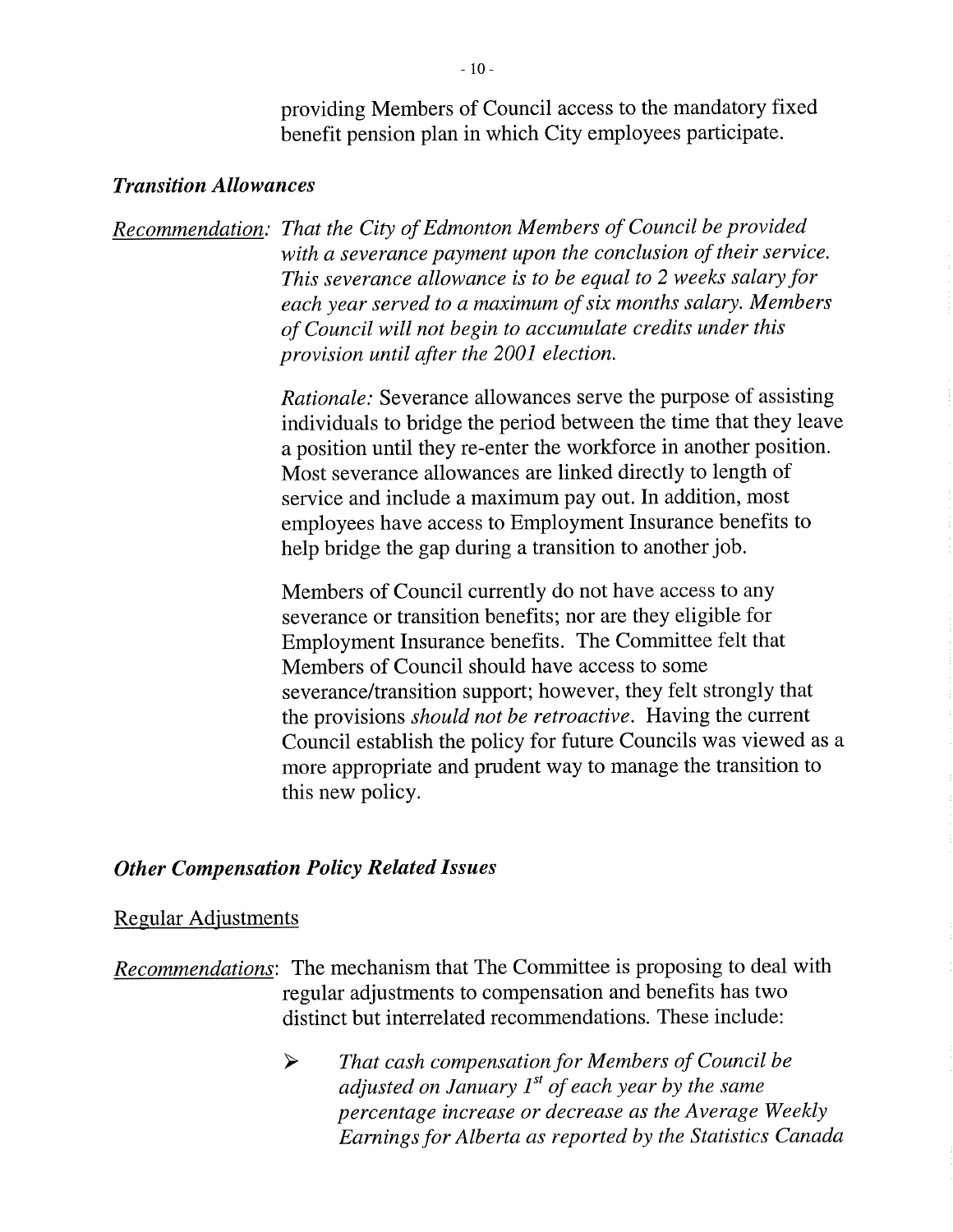providing Members of Council access to the mandatory fixed benefit pension plan in which City employees participate.

### *Transition Allowances*

Recommendation: *That the City of Edmonton Members of Council be provided with a severance payment upon the conclusion of their service. This severance allowance is to be equal to 2 weeks salary for each year served to a maximum of six months salary. Members of Council will not begin to accumulate credits under this provision until after the 2001 election.*

*Rationale:* Severance allowances serve the purpose of assisting individuals to bridge the period between the time that they leave a position until they re-enter the workforce in another position. Most severance allowances are linked directly to length of service and include a maximum pay out. In addition, most employees have access to Employment Insurance benefits to help bridge the gap during a transition to another job.

Members of Council currently do not have access to any severance or transition benefits; nor are they eligible for Employment Insurance benefits. The Committee felt that Members of Council should have access to some severance/transition support; however, they felt strongly that the provisions *should not be retroactive*. Having the current Council establish the policy for future Councils was viewed as a more appropriate and prudent way to manage the transition to this new policy.

### *Other Compensation Policy Related Issues*

Regular Adjustments

Recommendations: The mechanism that The Committee is proposing to deal with regular adjustments to compensation and benefits has two distinct but interrelated recommendations. These include:

- *That cash compensation for Members of Council be adjusted on January 1st of each year by the same percentage increase or decrease as the Average Weekly Earnings for Alberta as reported by the Statistics Canada*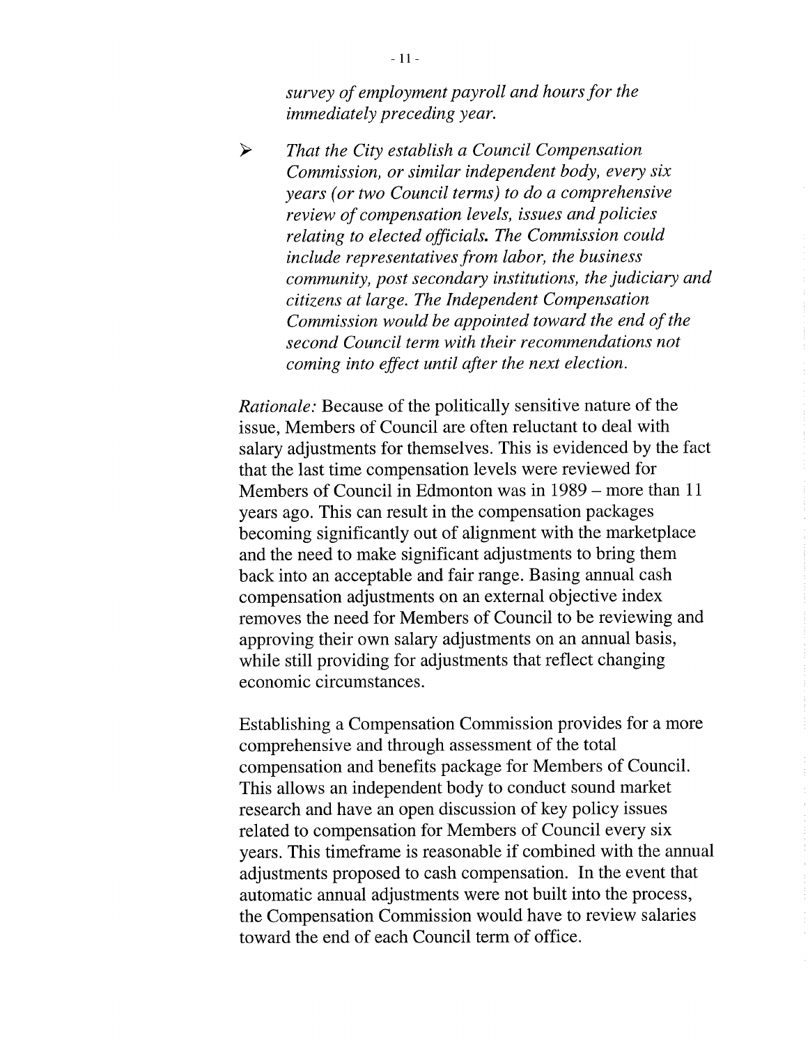*survey of employment payroll and hours for the immediately preceding year.*

- *That the City establish a Council Compensation Commission, or similar independent body, every six years (or two Council terms) to do a comprehensive review of compensation levels, issues and policies relating to elected officials. The Commission could include representatives from labor, the business community, post secondary institutions, the judiciary and citizens at large. The Independent Compensation Commission would be appointed toward the end of the second Council term with their recommendations not coming into effect until after the next election.*

*Rationale:* Because of the politically sensitive nature of the issue, Members of Council are often reluctant to deal with salary adjustments for themselves. This is evidenced by the fact that the last time compensation levels were reviewed for Members of Council in Edmonton was in 1989 – more than 11 years ago. This can result in the compensation packages becoming significantly out of alignment with the marketplace and the need to make significant adjustments to bring them back into an acceptable and fair range. Basing annual cash compensation adjustments on an external objective index removes the need for Members of Council to be reviewing and approving their own salary adjustments on an annual basis, while still providing for adjustments that reflect changing economic circumstances.

Establishing a Compensation Commission provides for a more comprehensive and through assessment of the total compensation and benefits package for Members of Council. This allows an independent body to conduct sound market research and have an open discussion of key policy issues related to compensation for Members of Council every six years. This timeframe is reasonable if combined with the annual adjustments proposed to cash compensation. In the event that automatic annual adjustments were not built into the process, the Compensation Commission would have to review salaries toward the end of each Council term of office.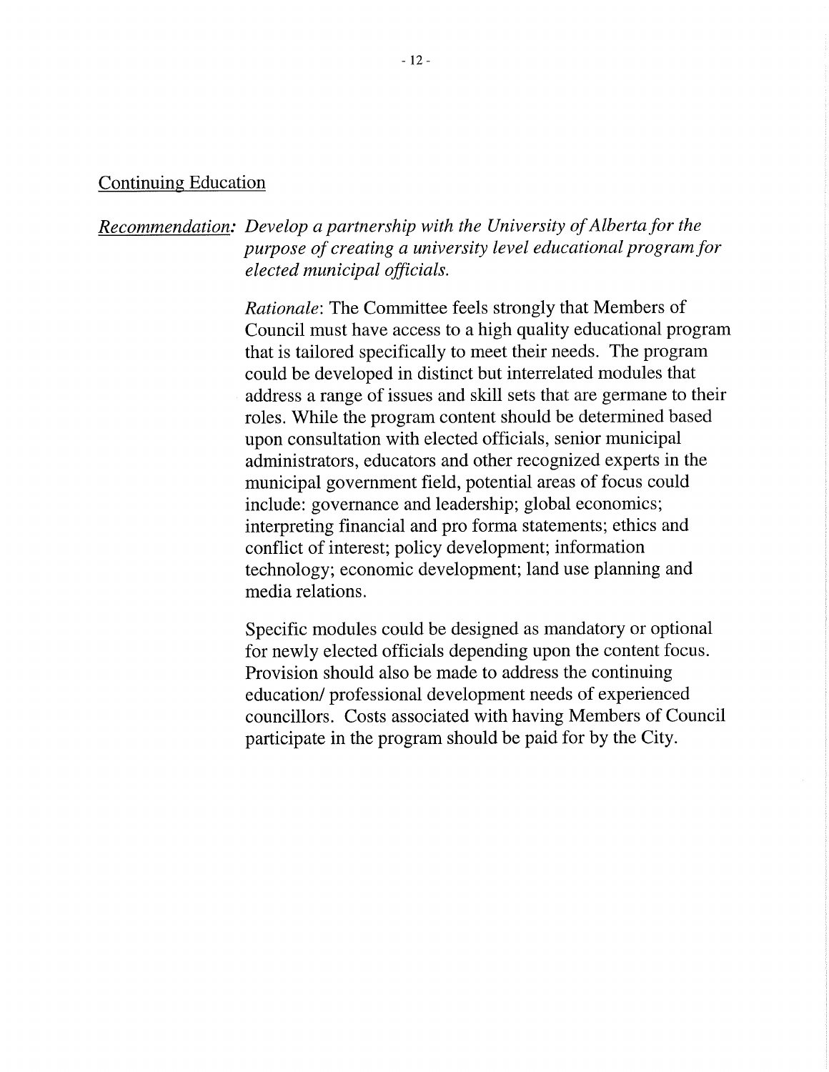## Continuing Education

*Recommendation: Develop a partnership with the University of Alberta for the purpose of creating a university level educational program for elected municipal officials.*

*Rationale*: The Committee feels strongly that Members of Council must have access to a high quality educational program that is tailored specifically to meet their needs. The program could be developed in distinct but interrelated modules that address a range of issues and skill sets that are germane to their roles. While the program content should be determined based upon consultation with elected officials, senior municipal administrators, educators and other recognized experts in the municipal government field, potential areas of focus could include: governance and leadership; global economics; interpreting financial and pro forma statements; ethics and conflict of interest; policy development; information technology; economic development; land use planning and media relations.

Specific modules could be designed as mandatory or optional for newly elected officials depending upon the content focus. Provision should also be made to address the continuing education/ professional development needs of experienced councillors. Costs associated with having Members of Council participate in the program should be paid for by the City.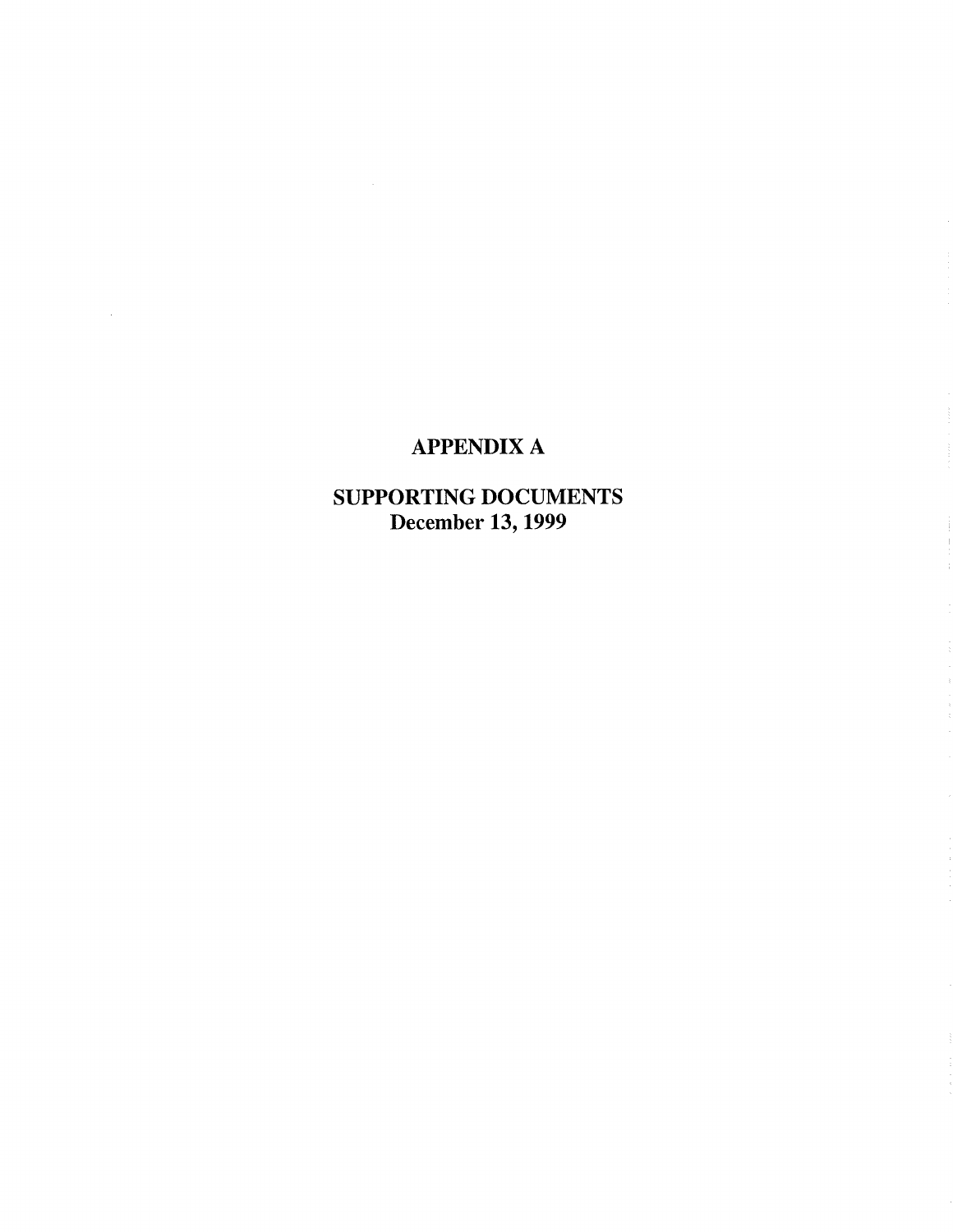# APPENDIX A

## SUPPORTING DOCUMENTS
## December 13, 1999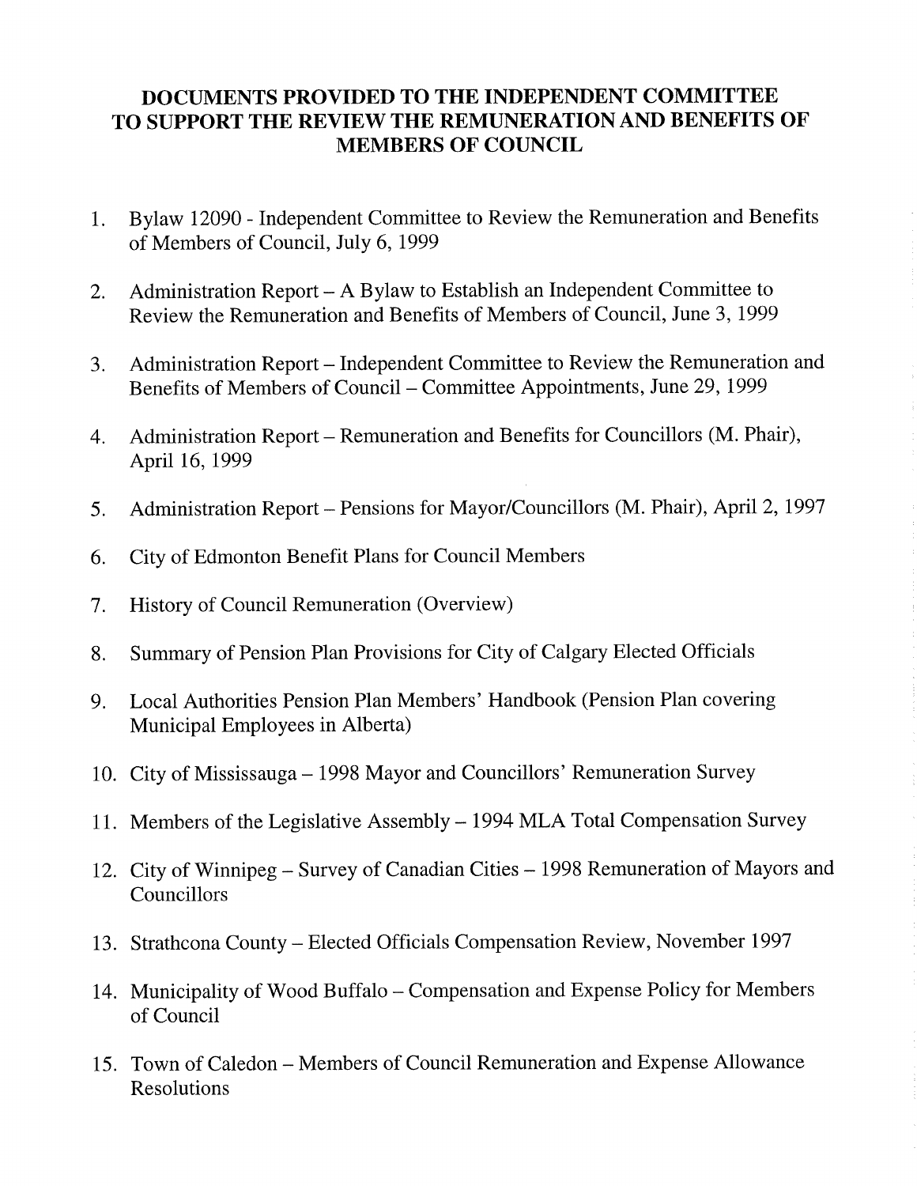# DOCUMENTS PROVIDED TO THE INDEPENDENT COMMITTEE TO SUPPORT THE REVIEW THE REMUNERATION AND BENEFITS OF MEMBERS OF COUNCIL

1. Bylaw 12090 - Independent Committee to Review the Remuneration and Benefits of Members of Council, July 6, 1999
2. Administration Report – A Bylaw to Establish an Independent Committee to Review the Remuneration and Benefits of Members of Council, June 3, 1999
3. Administration Report – Independent Committee to Review the Remuneration and Benefits of Members of Council – Committee Appointments, June 29, 1999
4. Administration Report – Remuneration and Benefits for Councillors (M. Phair), April 16, 1999
5. Administration Report – Pensions for Mayor/Councillors (M. Phair), April 2, 1997
6. City of Edmonton Benefit Plans for Council Members
7. History of Council Remuneration (Overview)
8. Summary of Pension Plan Provisions for City of Calgary Elected Officials
9. Local Authorities Pension Plan Members' Handbook (Pension Plan covering Municipal Employees in Alberta)
10. City of Mississauga – 1998 Mayor and Councillors' Remuneration Survey
11. Members of the Legislative Assembly – 1994 MLA Total Compensation Survey
12. City of Winnipeg – Survey of Canadian Cities – 1998 Remuneration of Mayors and Councillors
13. Strathcona County – Elected Officials Compensation Review, November 1997
14. Municipality of Wood Buffalo – Compensation and Expense Policy for Members of Council
15. Town of Caledon – Members of Council Remuneration and Expense Allowance Resolutions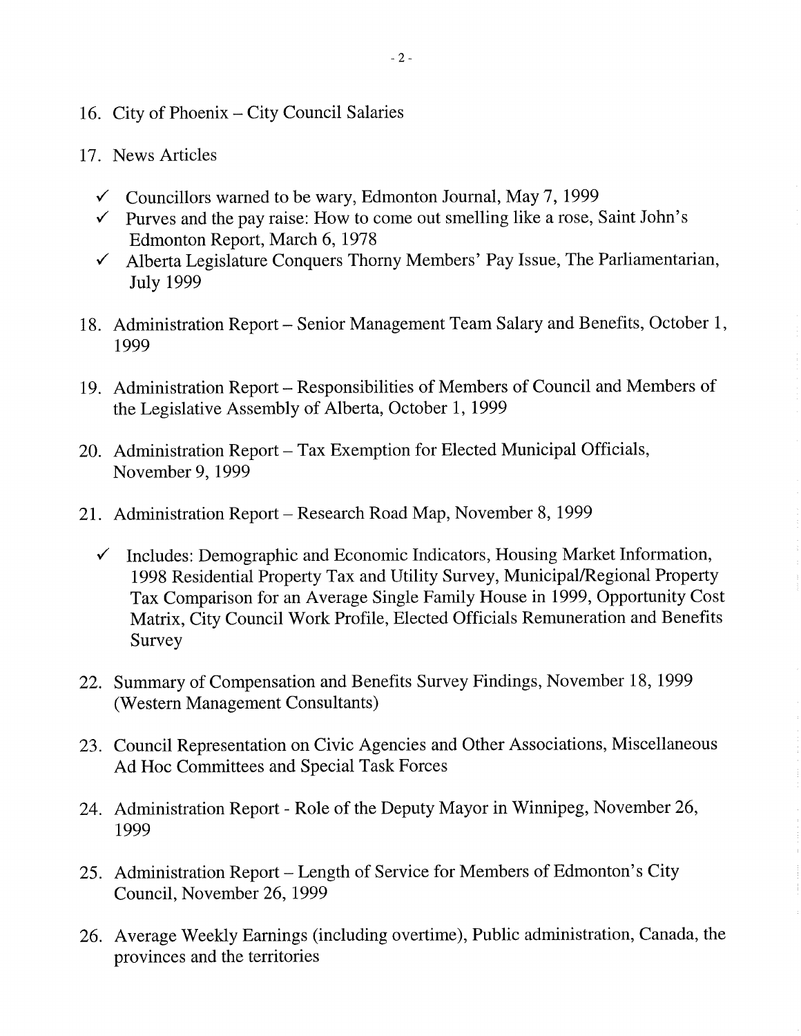16. City of Phoenix – City Council Salaries

17. News Articles

    - ✓ Councillors warned to be wary, Edmonton Journal, May 7, 1999
    - ✓ Purves and the pay raise: How to come out smelling like a rose, Saint John's Edmonton Report, March 6, 1978
    - ✓ Alberta Legislature Conquers Thorny Members' Pay Issue, The Parliamentarian, July 1999

18. Administration Report – Senior Management Team Salary and Benefits, October 1, 1999

19. Administration Report – Responsibilities of Members of Council and Members of the Legislative Assembly of Alberta, October 1, 1999

20. Administration Report – Tax Exemption for Elected Municipal Officials, November 9, 1999

21. Administration Report – Research Road Map, November 8, 1999

    - ✓ Includes: Demographic and Economic Indicators, Housing Market Information, 1998 Residential Property Tax and Utility Survey, Municipal/Regional Property Tax Comparison for an Average Single Family House in 1999, Opportunity Cost Matrix, City Council Work Profile, Elected Officials Remuneration and Benefits Survey

22. Summary of Compensation and Benefits Survey Findings, November 18, 1999 (Western Management Consultants)

23. Council Representation on Civic Agencies and Other Associations, Miscellaneous Ad Hoc Committees and Special Task Forces

24. Administration Report - Role of the Deputy Mayor in Winnipeg, November 26, 1999

25. Administration Report – Length of Service for Members of Edmonton's City Council, November 26, 1999

26. Average Weekly Earnings (including overtime), Public administration, Canada, the provinces and the territories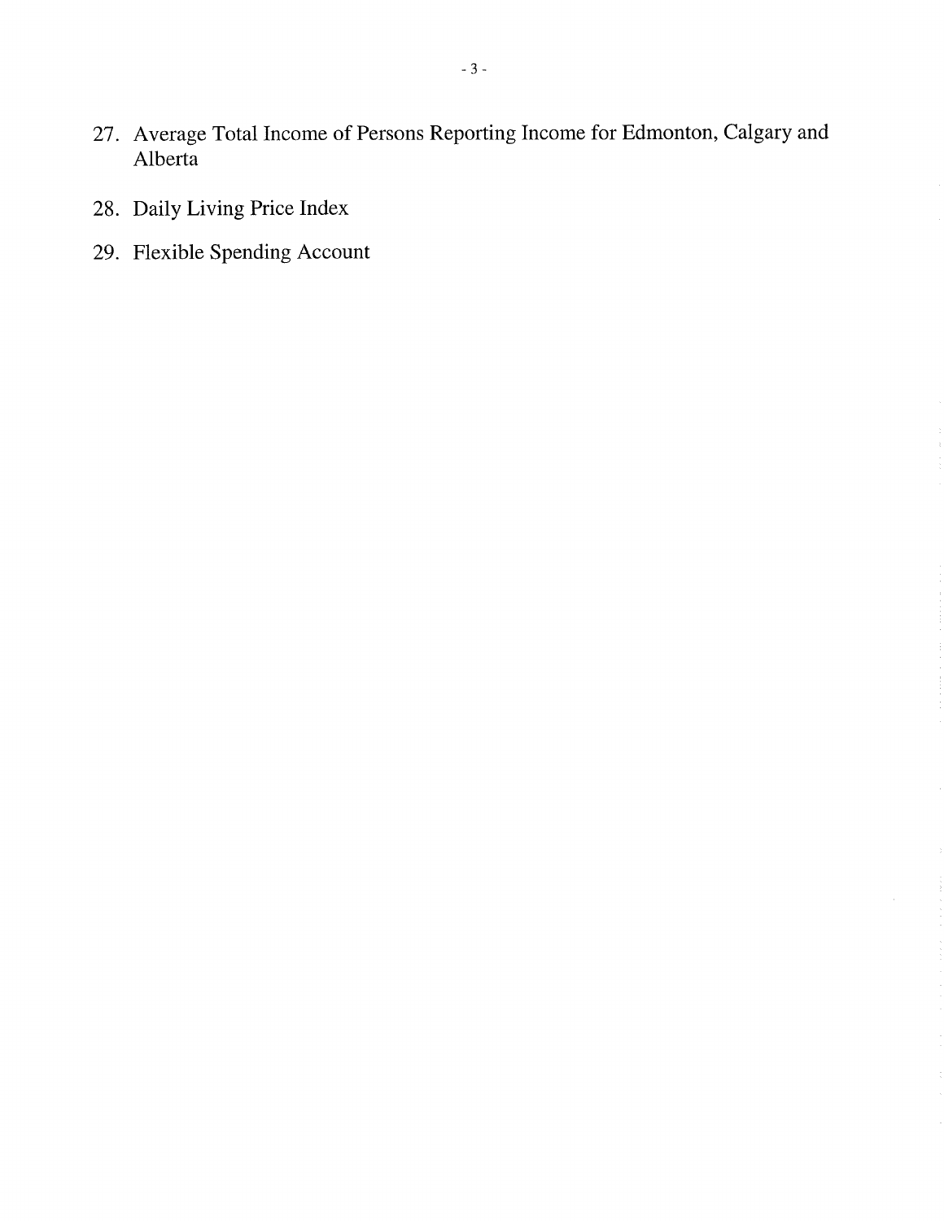27. Average Total Income of Persons Reporting Income for Edmonton, Calgary and Alberta
28. Daily Living Price Index
29. Flexible Spending Account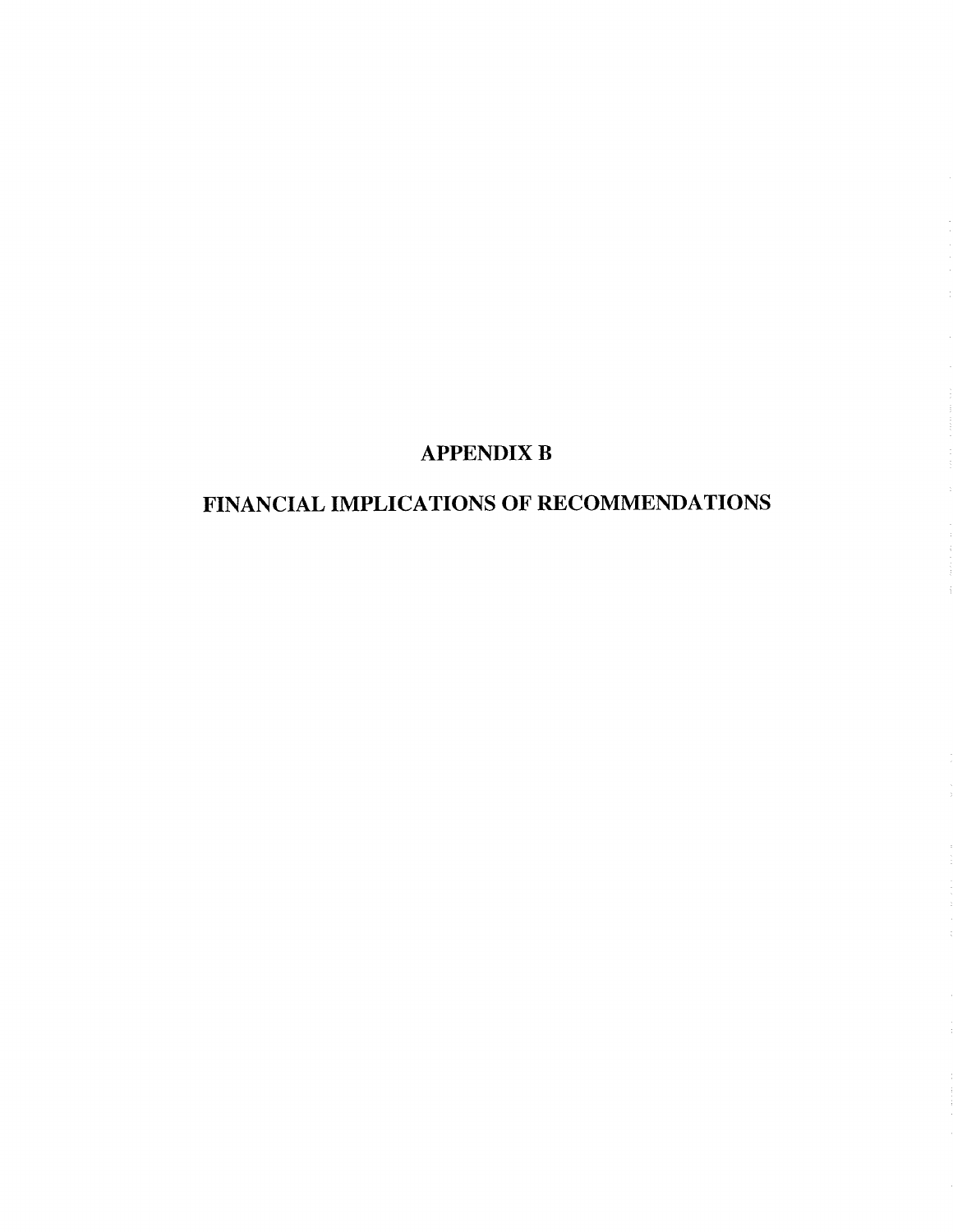# APPENDIX B

# FINANCIAL IMPLICATIONS OF RECOMMENDATIONS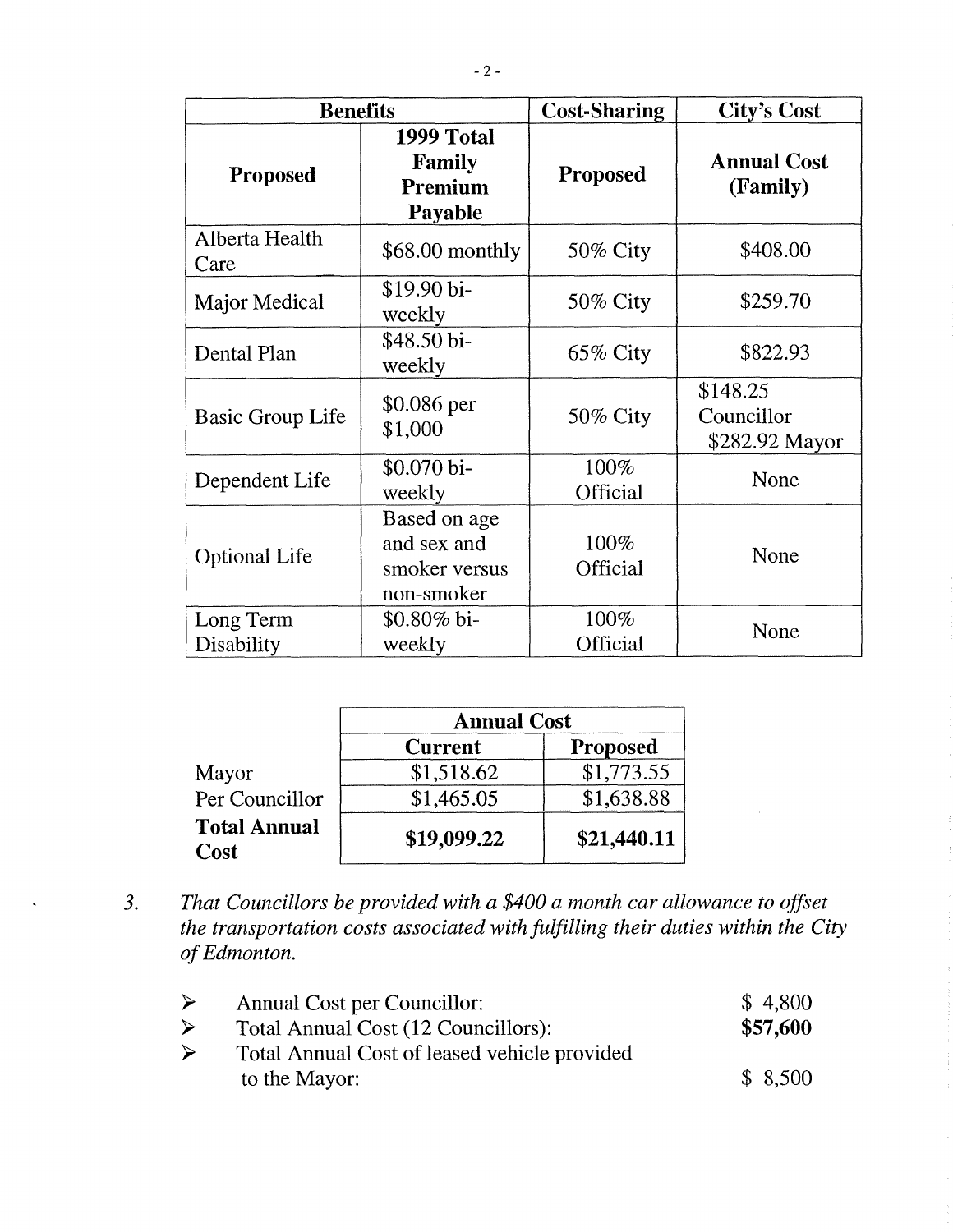| Benefits | | Cost-Sharing | City's Cost |
|---|---|---|---|
| Proposed | 1999 Total Family Premium Payable | Proposed | Annual Cost (Family) |
| Alberta Health Care | $68.00 monthly | 50% City | $408.00 |
| Major Medical | $19.90 bi-weekly | 50% City | $259.70 |
| Dental Plan | $48.50 bi-weekly | 65% City | $822.93 |
| Basic Group Life | $0.086 per $1,000 | 50% City | $148.25 Councillor $282.92 Mayor |
| Dependent Life | $0.070 bi-weekly | 100% Official | None |
| Optional Life | Based on age and sex and smoker versus non-smoker | 100% Official | None |
| Long Term Disability | $0.80% bi-weekly | 100% Official | None |

| | Annual Cost | |
|---|---|---|
| | Current | Proposed |
| Mayor | $1,518.62 | $1,773.55 |
| Per Councillor | $1,465.05 | $1,638.88 |
| **Total Annual Cost** | **$19,099.22** | **$21,440.11** |

3. *That Councillors be provided with a $400 a month car allowance to offset the transportation costs associated with fulfilling their duties within the City of Edmonton.*

- Annual Cost per Councillor: $ 4,800
- Total Annual Cost (12 Councillors): **$57,600**
- Total Annual Cost of leased vehicle provided to the Mayor: $ 8,500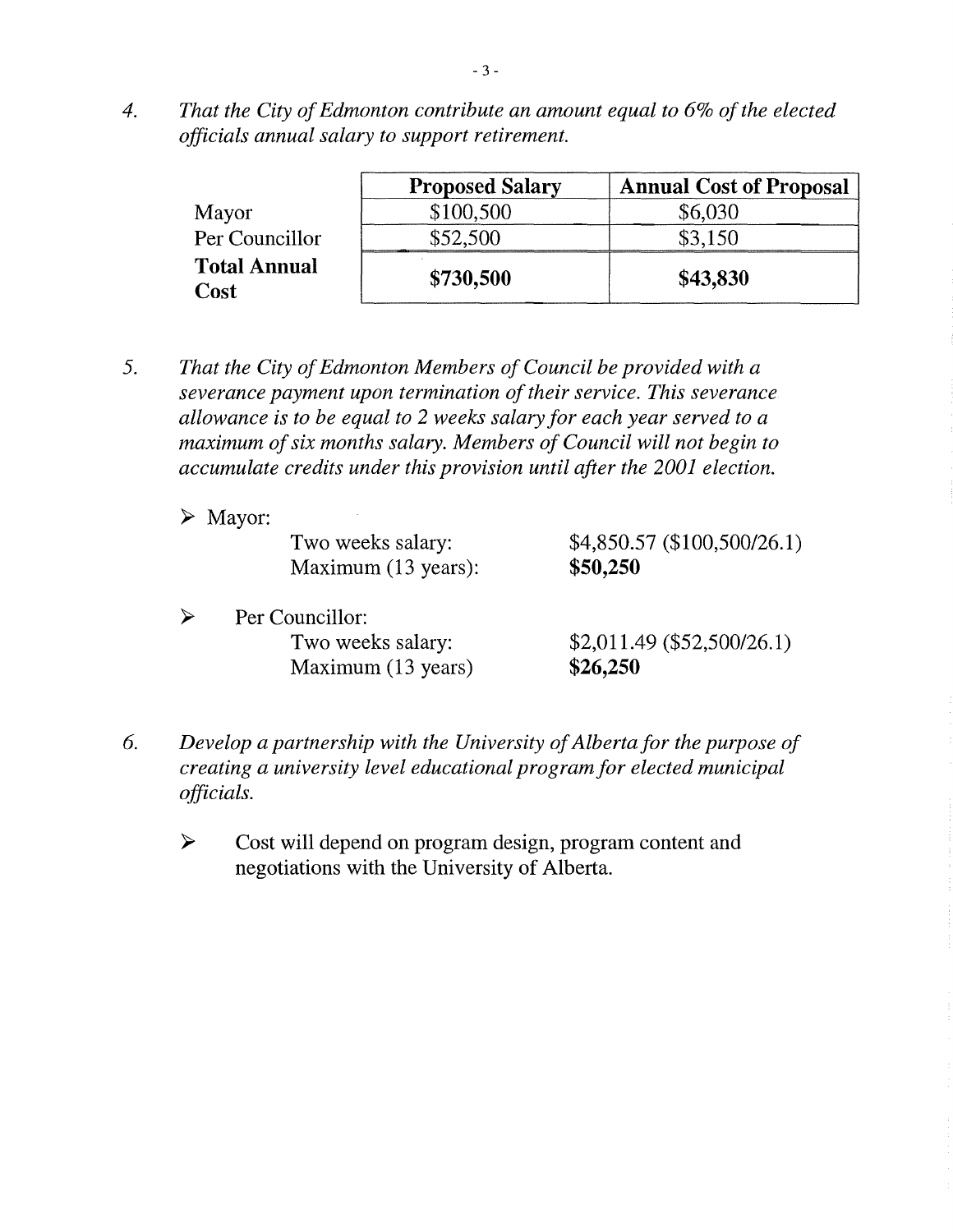4. *That the City of Edmonton contribute an amount equal to 6% of the elected officials annual salary to support retirement.*

| | Proposed Salary | Annual Cost of Proposal |
|---|---|---|
| Mayor | $100,500 | $6,030 |
| Per Councillor | $52,500 | $3,150 |
| **Total Annual Cost** | **$730,500** | **$43,830** |

5. *That the City of Edmonton Members of Council be provided with a severance payment upon termination of their service. This severance allowance is to be equal to 2 weeks salary for each year served to a maximum of six months salary. Members of Council will not begin to accumulate credits under this provision until after the 2001 election.*

- Mayor:
  - Two weeks salary: $4,850.57 ($100,500/26.1)
  - Maximum (13 years): **$50,250**
- Per Councillor:
  - Two weeks salary: $2,011.49 ($52,500/26.1)
  - Maximum (13 years) **$26,250**

6. *Develop a partnership with the University of Alberta for the purpose of creating a university level educational program for elected municipal officials.*

- Cost will depend on program design, program content and negotiations with the University of Alberta.